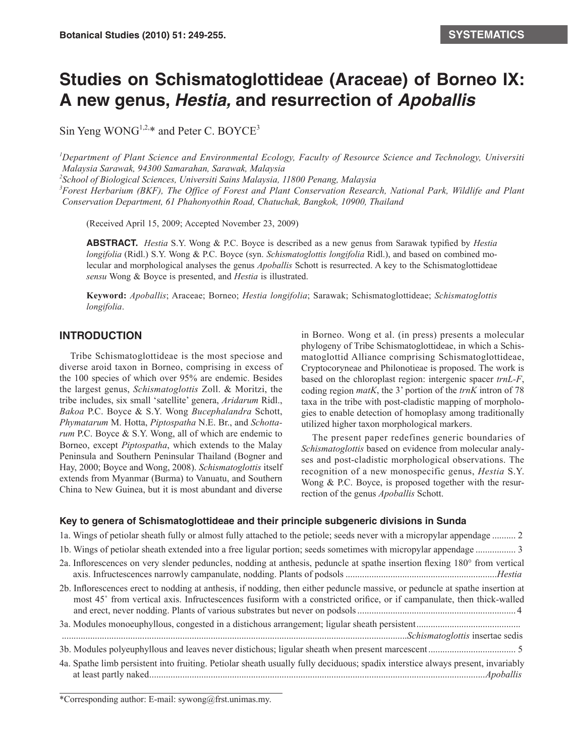SYSTEMATICS

# Studies on Schismatoglottideae (Araceae) of Borneo IX: A new genus, *Hestia,* and resurrection of *Apoballis*

Sin Yeng WONG[1,2,*] and Peter C. BOYCE[3]

[1]*Department of Plant Science and Environmental Ecology, Faculty of Resource Science and Technology, Universiti Malaysia Sarawak, 94300 Samarahan, Sarawak, Malaysia*

[2]*School of Biological Sciences, Universiti Sains Malaysia, 11800 Penang, Malaysia*

[3]*Forest Herbarium (BKF), The Office of Forest and Plant Conservation Research, National Park, Wildlife and Plant Conservation Department, 61 Phahonyothin Road, Chatuchak, Bangkok, 10900, Thailand*

(Received April 15, 2009; Accepted November 23, 2009)

**ABSTRACT.** *Hestia* S.Y. Wong & P.C. Boyce is described as a new genus from Sarawak typified by *Hestia longifolia* (Ridl.) S.Y. Wong & P.C. Boyce (syn. *Schismatoglottis longifolia* Ridl.), and based on combined molecular and morphological analyses the genus *Apoballis* Schott is resurrected. A key to the Schismatoglottideae *sensu* Wong & Boyce is presented, and *Hestia* is illustrated.

**Keyword:** *Apoballis*; Araceae; Borneo; *Hestia longifolia*; Sarawak; Schismatoglottideae; *Schismatoglottis longifolia*.

## INTRODUCTION

Tribe Schismatoglottideae is the most speciose and diverse aroid taxon in Borneo, comprising in excess of the 100 species of which over 95% are endemic. Besides the largest genus, *Schismatoglottis* Zoll. & Moritzi, the tribe includes, six small 'satellite' genera, *Aridarum* Ridl., *Bakoa* P.C. Boyce & S.Y. Wong *Bucephalandra* Schott, *Phymatarum* M. Hotta, *Piptospatha* N.E. Br., and *Schottarum* P.C. Boyce & S.Y. Wong, all of which are endemic to Borneo, except *Piptospatha*, which extends to the Malay Peninsula and Southern Peninsular Thailand (Bogner and Hay, 2000; Boyce and Wong, 2008). *Schismatoglottis* itself extends from Myanmar (Burma) to Vanuatu, and Southern China to New Guinea, but it is most abundant and diverse in Borneo. Wong et al. (in press) presents a molecular phylogeny of Tribe Schismatoglottideae, in which a Schismatoglottid Alliance comprising Schismatoglottideae, Cryptocoryneae and Philonotieae is proposed. The work is based on the chloroplast region: intergenic spacer *trnL-F*, coding region *matK*, the 3' portion of the *trnK* intron of 78 taxa in the tribe with post-cladistic mapping of morphologies to enable detection of homoplasy among traditionally utilized higher taxon morphological markers.

The present paper redefines generic boundaries of *Schismatoglottis* based on evidence from molecular analyses and post-cladistic morphological observations. The recognition of a new monospecific genus, *Hestia* S.Y. Wong & P.C. Boyce, is proposed together with the resurrection of the genus *Apoballis* Schott.

### Key to genera of Schismatoglottideae and their principle subgeneric divisions in Sunda

1a. Wings of petiolar sheath fully or almost fully attached to the petiole; seeds never with a micropylar appendage .......... 2

1b. Wings of petiolar sheath extended into a free ligular portion; seeds sometimes with micropylar appendage ................. 3

2a. Inflorescences on very slender peduncles, nodding at anthesis, peduncle at spathe insertion flexing 180° from vertical axis. Infructescences narrowly campanulate, nodding. Plants of podsols ................................................................*Hestia*

2b. Inflorescences erect to nodding at anthesis, if nodding, then either peduncle massive, or peduncle at spathe insertion at most 45˚ from vertical axis. Infructescences fusiform with a constricted orifice, or if campanulate, then thick-walled and erect, never nodding. Plants of various substrates but never on podsols .................................................................. 4

3a. Modules monoeuphyllous, congested in a distichous arrangement; ligular sheath persistent........................................... ................................................................................................................................................*Schismatoglottis* insertae sedis

3b. Modules polyeuphyllous and leaves never distichous; ligular sheath when present marcescent ..................................... 5

4a. Spathe limb persistent into fruiting. Petiolar sheath usually fully deciduous; spadix interstice always present, invariably at least partly naked.............................................................................................................................................*Apoballis*

*Corresponding author: E-mail: sywong@frst.unimas.my.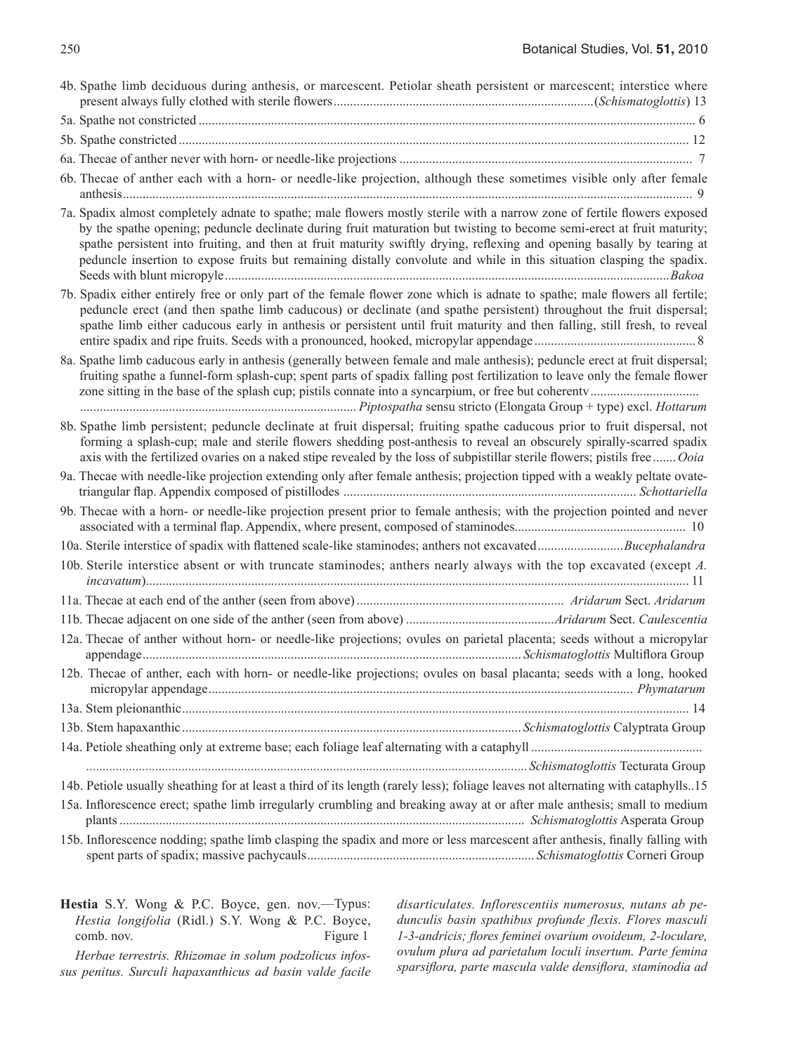4b. Spathe limb deciduous during anthesis, or marcescent. Petiolar sheath persistent or marcescent; interstice where present always fully clothed with sterile flowers...............................................................................(*Schismatoglottis*) 13

5a. Spathe not constricted ........................................................................................................................................ 6

5b. Spathe constricted .............................................................................................................................................. 12

6a. Thecae of anther never with horn- or needle-like projections .......................................................................... 7

6b. Thecae of anther each with a horn- or needle-like projection, although these sometimes visible only after female anthesis................................................................................................................................................................ 9

7a. Spadix almost completely adnate to spathe; male flowers mostly sterile with a narrow zone of fertile flowers exposed by the spathe opening; peduncle declinate during fruit maturation but twisting to become semi-erect at fruit maturity; spathe persistent into fruiting, and then at fruit maturity swiftly drying, reflexing and opening basally by tearing at peduncle insertion to expose fruits but remaining distally convolute and while in this situation clasping the spadix. Seeds with blunt micropyle......................................................................................................................................*Bakoa*

7b. Spadix either entirely free or only part of the female flower zone which is adnate to spathe; male flowers all fertile; peduncle erect (and then spathe limb caducous) or declinate (and spathe persistent) throughout the fruit dispersal; spathe limb either caducous early in anthesis or persistent until fruit maturity and then falling, still fresh, to reveal entire spadix and ripe fruits. Seeds with a pronounced, hooked, micropylar appendage................................................8

8a. Spathe limb caducous early in anthesis (generally between female and male anthesis); peduncle erect at fruit dispersal; fruiting spathe a funnel-form splash-cup; spent parts of spadix falling post fertilization to leave only the female flower zone sitting in the base of the splash cup; pistils connate into a syncarpium, or free but coherentv................................. ....................................................................................*Piptospatha* sensu stricto (Elongata Group + type) excl. *Hottarum*

8b. Spathe limb persistent; peduncle declinate at fruit dispersal; fruiting spathe caducous prior to fruit dispersal, not forming a splash-cup; male and sterile flowers shedding post-anthesis to reveal an obscurely spirally-scarred spadix axis with the fertilized ovaries on a naked stipe revealed by the loss of subpistillar sterile flowers; pistils free....... *Ooia*

9a. Thecae with needle-like projection extending only after female anthesis; projection tipped with a weakly peltate ovate-triangular flap. Appendix composed of pistillodes ........................................................................................ *Schottariella*

9b. Thecae with a horn- or needle-like projection present prior to female anthesis; with the projection pointed and never associated with a terminal flap. Appendix, where present, composed of staminodes.................................................... 10

10a. Sterile interstice of spadix with flattened scale-like staminodes; anthers not excavated..........................*Bucephalandra*

10b. Sterile interstice absent or with truncate staminodes; anthers nearly always with the top excavated (except *A. incavatum*)...................................................................................................................................................... 11

11a. Thecae at each end of the anther (seen from above) .............................................................. *Aridarum* Sect. *Aridarum*

11b. Thecae adjacent on one side of the anther (seen from above) .............................................*Aridarum* Sect. *Caulescentia*

12a. Thecae of anther without horn- or needle-like projections; ovules on parietal placenta; seeds without a micropylar appendage.................................................................................................................. *Schismatoglottis* Multiflora Group

12b. Thecae of anther, each with horn- or needle-like projections; ovules on basal placanta; seeds with a long, hooked micropylar appendage................................................................................................................................ *Phymatarum*

13a. Stem pleionanthic........................................................................................................................................... 14

13b. Stem hapaxanthic ........................................................................................................ *Schismatoglottis* Calyptrata Group

14a. Petiole sheathing only at extreme base; each foliage leaf alternating with a cataphyll .................................................... ..................................................................................................................................... *Schismatoglottis* Tecturata Group

14b. Petiole usually sheathing for at least a third of its length (rarely less); foliage leaves not alternating with cataphylls..15

15a. Inflorescence erect; spathe limb irregularly crumbling and breaking away at or after male anthesis; small to medium plants .......................................................................................................................... *Schismatoglottis* Asperata Group

15b. Inflorescence nodding; spathe limb clasping the spadix and more or less marcescent after anthesis, finally falling with spent parts of spadix; massive pachycauls.................................................................... *Schismatoglottis* Corneri Group

**Hestia** S.Y. Wong & P.C. Boyce, gen. nov.—Typus: *Hestia longifolia* (Ridl.) S.Y. Wong & P.C. Boyce, comb. nov. Figure 1

*Herbae terrestris. Rhizomae in solum podzolicus infossus penitus. Surculi hapaxanthicus ad basin valde facile disarticulates. Inflorescentiis numerosus, nutans ab pedunculis basin spathibus profunde flexis. Flores masculi 1-3-andricis; flores feminei ovarium ovoideum, 2-loculare, ovulum plura ad parietalum loculi insertum. Parte femina sparsiflora, parte mascula valde densiflora, staminodia ad*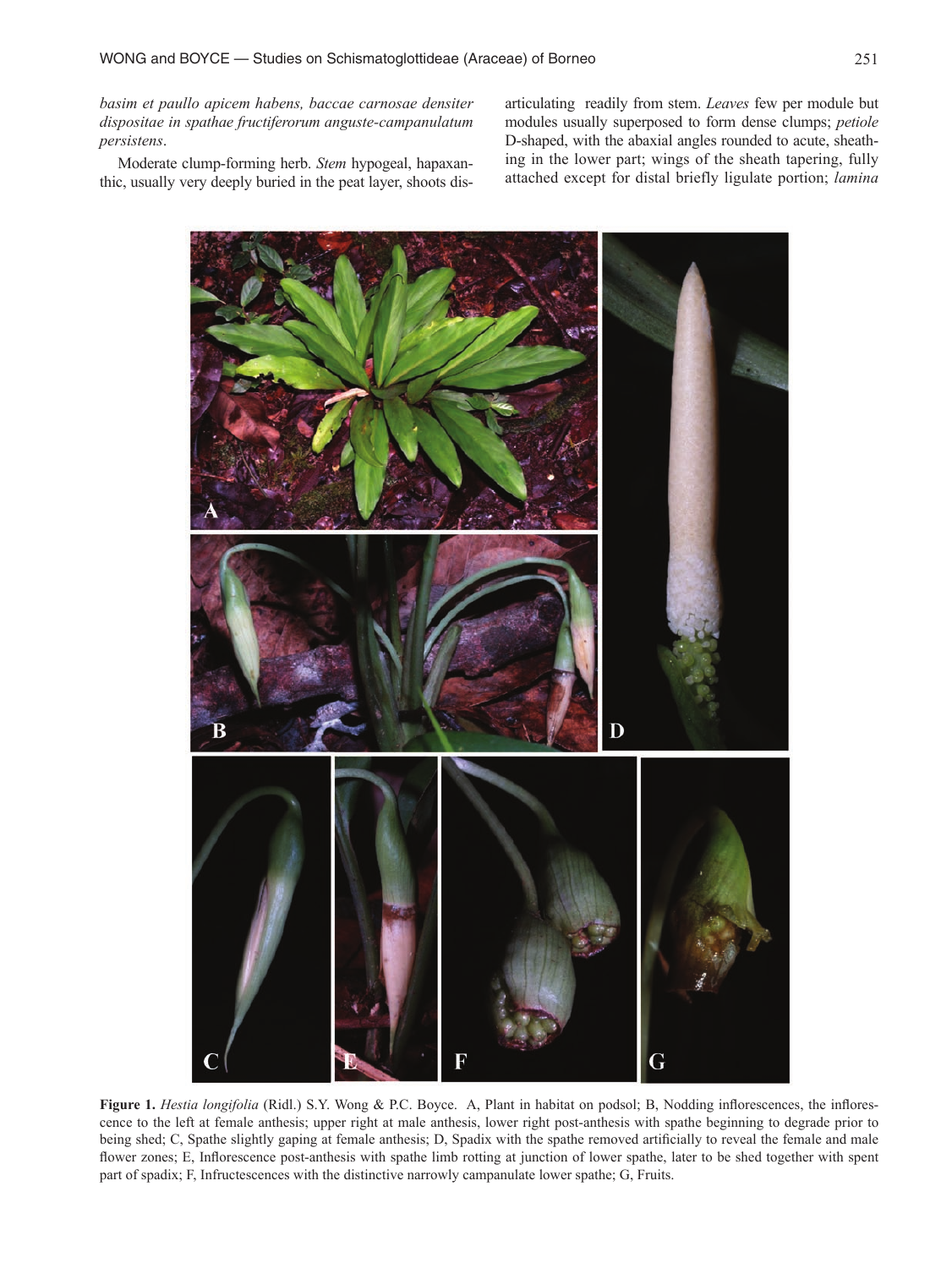*basim et paullo apicem habens, baccae carnosae densiter dispositae in spathae fructiferorum anguste-campanulatum persistens*.

Moderate clump-forming herb. *Stem* hypogeal, hapaxanthic, usually very deeply buried in the peat layer, shoots disarticulating readily from stem. *Leaves* few per module but modules usually superposed to form dense clumps; *petiole* D-shaped, with the abaxial angles rounded to acute, sheathing in the lower part; wings of the sheath tapering, fully attached except for distal briefly ligulate portion; *lamina*

**Figure 1.** *Hestia longifolia* (Ridl.) S.Y. Wong & P.C. Boyce. A, Plant in habitat on podsol; B, Nodding inflorescences, the inflorescence to the left at female anthesis; upper right at male anthesis, lower right post-anthesis with spathe beginning to degrade prior to being shed; C, Spathe slightly gaping at female anthesis; D, Spadix with the spathe removed artificially to reveal the female and male flower zones; E, Inflorescence post-anthesis with spathe limb rotting at junction of lower spathe, later to be shed together with spent part of spadix; F, Infructescences with the distinctive narrowly campanulate lower spathe; G, Fruits.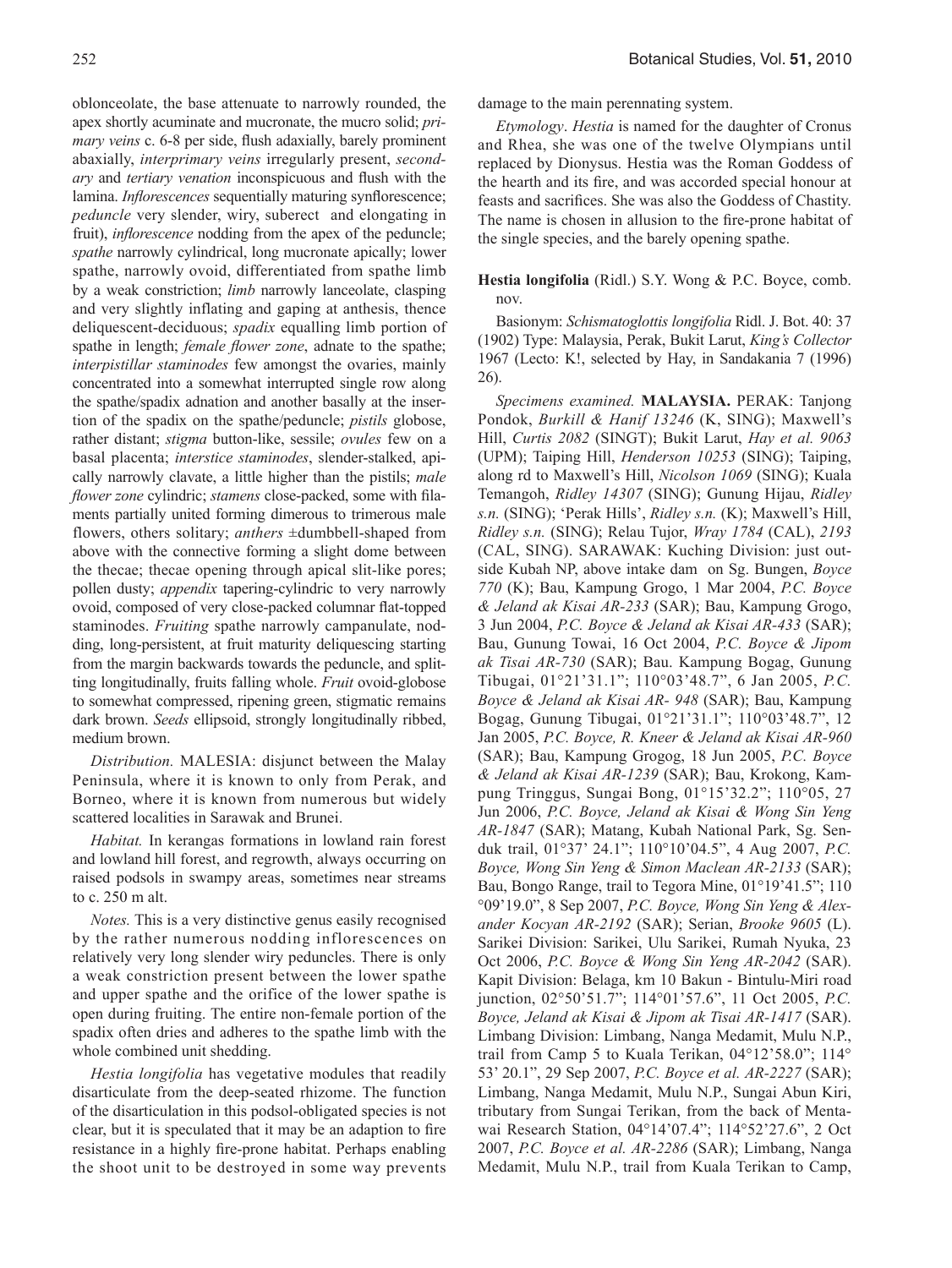oblonceolate, the base attenuate to narrowly rounded, the apex shortly acuminate and mucronate, the mucro solid; *primary veins* c. 6-8 per side, flush adaxially, barely prominent abaxially, *interprimary veins* irregularly present, *secondary* and *tertiary venation* inconspicuous and flush with the lamina. *Inflorescences* sequentially maturing synflorescence; *peduncle* very slender, wiry, suberect and elongating in fruit), *inflorescence* nodding from the apex of the peduncle; *spathe* narrowly cylindrical, long mucronate apically; lower spathe, narrowly ovoid, differentiated from spathe limb by a weak constriction; *limb* narrowly lanceolate, clasping and very slightly inflating and gaping at anthesis, thence deliquescent-deciduous; *spadix* equalling limb portion of spathe in length; *female flower zone*, adnate to the spathe; *interpistillar staminodes* few amongst the ovaries, mainly concentrated into a somewhat interrupted single row along the spathe/spadix adnation and another basally at the insertion of the spadix on the spathe/peduncle; *pistils* globose, rather distant; *stigma* button-like, sessile; *ovules* few on a basal placenta; *interstice staminodes*, slender-stalked, apically narrowly clavate, a little higher than the pistils; *male flower zone* cylindric; *stamens* close-packed, some with filaments partially united forming dimerous to trimerous male flowers, others solitary; *anthers* ±dumbbell-shaped from above with the connective forming a slight dome between the thecae; thecae opening through apical slit-like pores; pollen dusty; *appendix* tapering-cylindric to very narrowly ovoid, composed of very close-packed columnar flat-topped staminodes. *Fruiting* spathe narrowly campanulate, nodding, long-persistent, at fruit maturity deliquescing starting from the margin backwards towards the peduncle, and splitting longitudinally, fruits falling whole. *Fruit* ovoid-globose to somewhat compressed, ripening green, stigmatic remains dark brown. *Seeds* ellipsoid, strongly longitudinally ribbed, medium brown.

*Distribution.* MALESIA: disjunct between the Malay Peninsula, where it is known to only from Perak, and Borneo, where it is known from numerous but widely scattered localities in Sarawak and Brunei.

*Habitat.* In kerangas formations in lowland rain forest and lowland hill forest, and regrowth, always occurring on raised podsols in swampy areas, sometimes near streams to c. 250 m alt.

*Notes.* This is a very distinctive genus easily recognised by the rather numerous nodding inflorescences on relatively very long slender wiry peduncles. There is only a weak constriction present between the lower spathe and upper spathe and the orifice of the lower spathe is open during fruiting. The entire non-female portion of the spadix often dries and adheres to the spathe limb with the whole combined unit shedding.

*Hestia longifolia* has vegetative modules that readily disarticulate from the deep-seated rhizome. The function of the disarticulation in this podsol-obligated species is not clear, but it is speculated that it may be an adaption to fire resistance in a highly fire-prone habitat. Perhaps enabling the shoot unit to be destroyed in some way prevents damage to the main perennating system.

*Etymology*. *Hestia* is named for the daughter of Cronus and Rhea, she was one of the twelve Olympians until replaced by Dionysus. Hestia was the Roman Goddess of the hearth and its fire, and was accorded special honour at feasts and sacrifices. She was also the Goddess of Chastity. The name is chosen in allusion to the fire-prone habitat of the single species, and the barely opening spathe.

**Hestia longifolia** (Ridl.) S.Y. Wong & P.C. Boyce, comb. nov.

Basionym: *Schismatoglottis longifolia* Ridl. J. Bot. 40: 37 (1902) Type: Malaysia, Perak, Bukit Larut, *King's Collector* 1967 (Lecto: K!, selected by Hay, in Sandakania 7 (1996) 26).

*Specimens examined.* **MALAYSIA.** PERAK: Tanjong Pondok, *Burkill & Hanif 13246* (K, SING); Maxwell's Hill, *Curtis 2082* (SINGT); Bukit Larut, *Hay et al. 9063* (UPM); Taiping Hill, *Henderson 10253* (SING); Taiping, along rd to Maxwell's Hill, *Nicolson 1069* (SING); Kuala Temangoh, *Ridley 14307* (SING); Gunung Hijau, *Ridley s.n.* (SING); 'Perak Hills', *Ridley s.n.* (K); Maxwell's Hill, *Ridley s.n.* (SING); Relau Tujor, *Wray 1784* (CAL), *2193* (CAL, SING). SARAWAK: Kuching Division: just outside Kubah NP, above intake dam on Sg. Bungen, *Boyce 770* (K); Bau, Kampung Grogo, 1 Mar 2004, *P.C. Boyce & Jeland ak Kisai AR-233* (SAR); Bau, Kampung Grogo, 3 Jun 2004, *P.C. Boyce & Jeland ak Kisai AR-433* (SAR); Bau, Gunung Towai, 16 Oct 2004, *P.C. Boyce & Jipom ak Tisai AR-730* (SAR); Bau. Kampung Bogag, Gunung Tibugai, 01°21'31.1"; 110°03'48.7", 6 Jan 2005, *P.C. Boyce & Jeland ak Kisai AR- 948* (SAR); Bau, Kampung Bogag, Gunung Tibugai, 01°21'31.1"; 110°03'48.7", 12 Jan 2005, *P.C. Boyce, R. Kneer & Jeland ak Kisai AR-960* (SAR); Bau, Kampung Grogog, 18 Jun 2005, *P.C. Boyce & Jeland ak Kisai AR-1239* (SAR); Bau, Krokong, Kampung Tringgus, Sungai Bong, 01°15'32.2"; 110°05, 27 Jun 2006, *P.C. Boyce, Jeland ak Kisai & Wong Sin Yeng AR-1847* (SAR); Matang, Kubah National Park, Sg. Senduk trail, 01°37' 24.1"; 110°10'04.5", 4 Aug 2007, *P.C. Boyce, Wong Sin Yeng & Simon Maclean AR-2133* (SAR); Bau, Bongo Range, trail to Tegora Mine, 01°19'41.5"; 110 °09'19.0", 8 Sep 2007, *P.C. Boyce, Wong Sin Yeng & Alexander Kocyan AR-2192* (SAR); Serian, *Brooke 9605* (L). Sarikei Division: Sarikei, Ulu Sarikei, Rumah Nyuka, 23 Oct 2006, *P.C. Boyce & Wong Sin Yeng AR-2042* (SAR). Kapit Division: Belaga, km 10 Bakun - Bintulu-Miri road junction, 02°50'51.7"; 114°01'57.6", 11 Oct 2005, *P.C. Boyce, Jeland ak Kisai & Jipom ak Tisai AR-1417* (SAR). Limbang Division: Limbang, Nanga Medamit, Mulu N.P., trail from Camp 5 to Kuala Terikan, 04°12'58.0"; 114° 53' 20.1", 29 Sep 2007, *P.C. Boyce et al. AR-2227* (SAR); Limbang, Nanga Medamit, Mulu N.P., Sungai Abun Kiri, tributary from Sungai Terikan, from the back of Mentawai Research Station, 04°14'07.4"; 114°52'27.6", 2 Oct 2007, *P.C. Boyce et al. AR-2286* (SAR); Limbang, Nanga Medamit, Mulu N.P., trail from Kuala Terikan to Camp,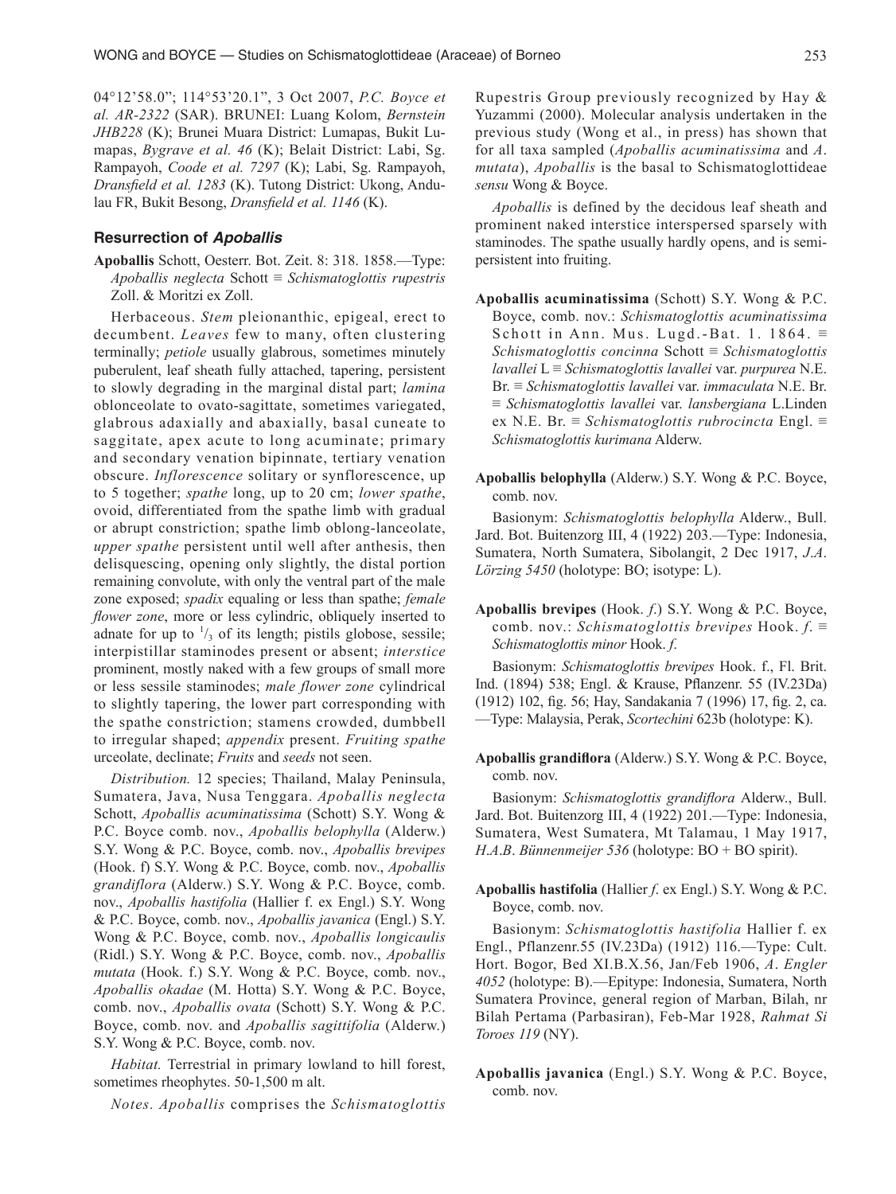04°12'58.0"; 114°53'20.1", 3 Oct 2007, *P.C. Boyce et al. AR-2322* (SAR). BRUNEI: Luang Kolom, *Bernstein JHB228* (K); Brunei Muara District: Lumapas, Bukit Lumapas, *Bygrave et al. 46* (K); Belait District: Labi, Sg. Rampayoh, *Coode et al. 7297* (K); Labi, Sg. Rampayoh, *Dransfield et al. 1283* (K). Tutong District: Ukong, Andulau FR, Bukit Besong, *Dransfield et al. 1146* (K).

## Resurrection of *Apoballis*

**Apoballis** Schott, Oesterr. Bot. Zeit. 8: 318. 1858.—Type: *Apoballis neglecta* Schott ≡ *Schismatoglottis rupestris* Zoll. & Moritzi ex Zoll.

Herbaceous. *Stem* pleionanthic, epigeal, erect to decumbent. *Leaves* few to many, often clustering terminally; *petiole* usually glabrous, sometimes minutely puberulent, leaf sheath fully attached, tapering, persistent to slowly degrading in the marginal distal part; *lamina* oblonceolate to ovato-sagittate, sometimes variegated, glabrous adaxially and abaxially, basal cuneate to saggitate, apex acute to long acuminate; primary and secondary venation bipinnate, tertiary venation obscure. *Inflorescence* solitary or synflorescence, up to 5 together; *spathe* long, up to 20 cm; *lower spathe*, ovoid, differentiated from the spathe limb with gradual or abrupt constriction; spathe limb oblong-lanceolate, *upper spathe* persistent until well after anthesis, then delisquescing, opening only slightly, the distal portion remaining convolute, with only the ventral part of the male zone exposed; *spadix* equaling or less than spathe; *female flower zone*, more or less cylindric, obliquely inserted to adnate for up to $^1/_3$ of its length; pistils globose, sessile; interpistillar staminodes present or absent; *interstice* prominent, mostly naked with a few groups of small more or less sessile staminodes; *male flower zone* cylindrical to slightly tapering, the lower part corresponding with the spathe constriction; stamens crowded, dumbbell to irregular shaped; *appendix* present. *Fruiting spathe* urceolate, declinate; *Fruits* and *seeds* not seen.

*Distribution.* 12 species; Thailand, Malay Peninsula, Sumatera, Java, Nusa Tenggara. *Apoballis neglecta* Schott, *Apoballis acuminatissima* (Schott) S.Y. Wong & P.C. Boyce comb. nov., *Apoballis belophylla* (Alderw.) S.Y. Wong & P.C. Boyce, comb. nov., *Apoballis brevipes* (Hook. f) S.Y. Wong & P.C. Boyce, comb. nov., *Apoballis grandiflora* (Alderw.) S.Y. Wong & P.C. Boyce, comb. nov., *Apoballis hastifolia* (Hallier f. ex Engl.) S.Y. Wong & P.C. Boyce, comb. nov., *Apoballis javanica* (Engl.) S.Y. Wong & P.C. Boyce, comb. nov., *Apoballis longicaulis* (Ridl.) S.Y. Wong & P.C. Boyce, comb. nov., *Apoballis mutata* (Hook. f.) S.Y. Wong & P.C. Boyce, comb. nov., *Apoballis okadae* (M. Hotta) S.Y. Wong & P.C. Boyce, comb. nov., *Apoballis ovata* (Schott) S.Y. Wong & P.C. Boyce, comb. nov. and *Apoballis sagittifolia* (Alderw.) S.Y. Wong & P.C. Boyce, comb. nov.

*Habitat.* Terrestrial in primary lowland to hill forest, sometimes rheophytes. 50-1,500 m alt.

*Notes. Apoballis* comprises the *Schismatoglottis* Rupestris Group previously recognized by Hay & Yuzammi (2000). Molecular analysis undertaken in the previous study (Wong et al., in press) has shown that for all taxa sampled (*Apoballis acuminatissima* and *A. mutata*), *Apoballis* is the basal to Schismatoglottideae *sensu* Wong & Boyce.

*Apoballis* is defined by the decidous leaf sheath and prominent naked interstice interspersed sparsely with staminodes. The spathe usually hardly opens, and is semi-persistent into fruiting.

**Apoballis acuminatissima** (Schott) S.Y. Wong & P.C. Boyce, comb. nov.: *Schismatoglottis acuminatissima* Schott in Ann. Mus. Lugd.-Bat. 1. 1864. ≡ *Schismatoglottis concinna* Schott ≡ *Schismatoglottis lavallei* L ≡ *Schismatoglottis lavallei* var. *purpurea* N.E. Br. ≡ *Schismatoglottis lavallei* var. *immaculata* N.E. Br. ≡ *Schismatoglottis lavallei* var. *lansbergiana* L.Linden ex N.E. Br. ≡ *Schismatoglottis rubrocincta* Engl. ≡ *Schismatoglottis kurimana* Alderw.

**Apoballis belophylla** (Alderw.) S.Y. Wong & P.C. Boyce, comb. nov.

Basionym: *Schismatoglottis belophylla* Alderw., Bull. Jard. Bot. Buitenzorg III, 4 (1922) 203.—Type: Indonesia, Sumatera, North Sumatera, Sibolangit, 2 Dec 1917, *J.A. Lörzing 5450* (holotype: BO; isotype: L).

**Apoballis brevipes** (Hook. *f*.) S.Y. Wong & P.C. Boyce, comb. nov.: *Schismatoglottis brevipes* Hook. *f*. ≡ *Schismatoglottis minor* Hook. *f*.

Basionym: *Schismatoglottis brevipes* Hook. f., Fl. Brit. Ind. (1894) 538; Engl. & Krause, Pflanzenr. 55 (IV.23Da) (1912) 102, fig. 56; Hay, Sandakania 7 (1996) 17, fig. 2, ca. —Type: Malaysia, Perak, *Scortechini* 623b (holotype: K).

**Apoballis grandiflora** (Alderw.) S.Y. Wong & P.C. Boyce, comb. nov.

Basionym: *Schismatoglottis grandiflora* Alderw., Bull. Jard. Bot. Buitenzorg III, 4 (1922) 201.—Type: Indonesia, Sumatera, West Sumatera, Mt Talamau, 1 May 1917, *H.A.B. Bünnenmeijer 536* (holotype: BO + BO spirit).

**Apoballis hastifolia** (Hallier *f*. ex Engl.) S.Y. Wong & P.C. Boyce, comb. nov.

Basionym: *Schismatoglottis hastifolia* Hallier f. ex Engl., Pflanzenr.55 (IV.23Da) (1912) 116.—Type: Cult. Hort. Bogor, Bed XI.B.X.56, Jan/Feb 1906, *A. Engler 4052* (holotype: B).—Epitype: Indonesia, Sumatera, North Sumatera Province, general region of Marban, Bilah, nr Bilah Pertama (Parbasiran), Feb-Mar 1928, *Rahmat Si Toroes 119* (NY).

**Apoballis javanica** (Engl.) S.Y. Wong & P.C. Boyce, comb. nov.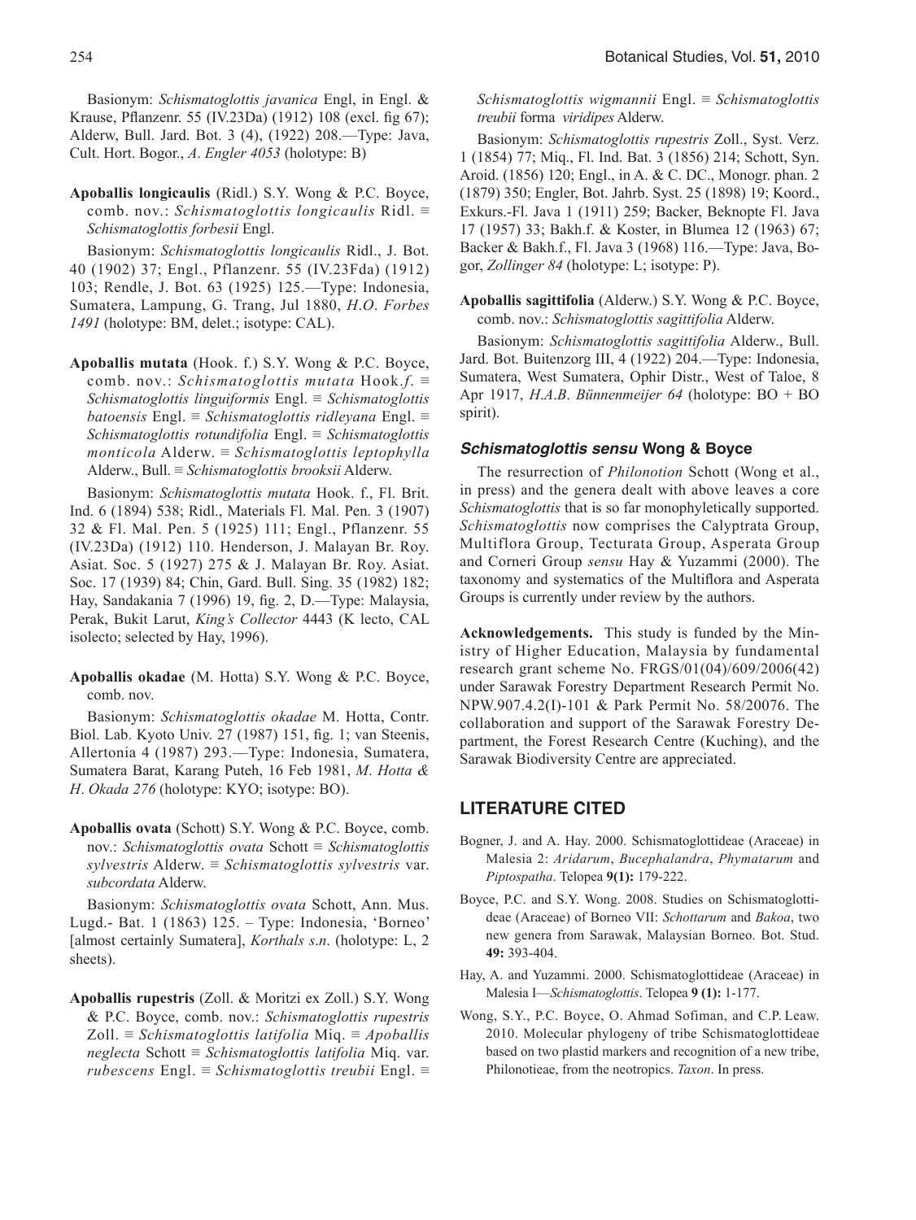Basionym: *Schismatoglottis javanica* Engl, in Engl. & Krause, Pflanzenr. 55 (IV.23Da) (1912) 108 (excl. fig 67); Alderw, Bull. Jard. Bot. 3 (4), (1922) 208.—Type: Java, Cult. Hort. Bogor., *A. Engler 4053* (holotype: B)

**Apoballis longicaulis** (Ridl.) S.Y. Wong & P.C. Boyce, comb. nov.: *Schismatoglottis longicaulis* Ridl. ≡ *Schismatoglottis forbesii* Engl.

Basionym: *Schismatoglottis longicaulis* Ridl., J. Bot. 40 (1902) 37; Engl., Pflanzenr. 55 (IV.23Fda) (1912) 103; Rendle, J. Bot. 63 (1925) 125.—Type: Indonesia, Sumatera, Lampung, G. Trang, Jul 1880, *H.O. Forbes 1491* (holotype: BM, delet.; isotype: CAL).

**Apoballis mutata** (Hook. f.) S.Y. Wong & P.C. Boyce, comb. nov.: *Schismatoglottis mutata* Hook.*f*. ≡ *Schismatoglottis linguiformis* Engl. ≡ *Schismatoglottis batoensis* Engl. ≡ *Schismatoglottis ridleyana* Engl. ≡ *Schismatoglottis rotundifolia* Engl. ≡ *Schismatoglottis monticola* Alderw. ≡ *Schismatoglottis leptophylla* Alderw., Bull. ≡ *Schismatoglottis brooksii* Alderw.

Basionym: *Schismatoglottis mutata* Hook. f., Fl. Brit. Ind. 6 (1894) 538; Ridl., Materials Fl. Mal. Pen. 3 (1907) 32 & Fl. Mal. Pen. 5 (1925) 111; Engl., Pflanzenr. 55 (IV.23Da) (1912) 110. Henderson, J. Malayan Br. Roy. Asiat. Soc. 5 (1927) 275 & J. Malayan Br. Roy. Asiat. Soc. 17 (1939) 84; Chin, Gard. Bull. Sing. 35 (1982) 182; Hay, Sandakania 7 (1996) 19, fig. 2, D.—Type: Malaysia, Perak, Bukit Larut, *King's Collector* 4443 (K lecto, CAL isolecto; selected by Hay, 1996).

**Apoballis okadae** (M. Hotta) S.Y. Wong & P.C. Boyce, comb. nov.

Basionym: *Schismatoglottis okadae* M. Hotta, Contr. Biol. Lab. Kyoto Univ. 27 (1987) 151, fig. 1; van Steenis, Allertonia 4 (1987) 293.—Type: Indonesia, Sumatera, Sumatera Barat, Karang Puteh, 16 Feb 1981, *M. Hotta & H. Okada 276* (holotype: KYO; isotype: BO).

**Apoballis ovata** (Schott) S.Y. Wong & P.C. Boyce, comb. nov.: *Schismatoglottis ovata* Schott ≡ *Schismatoglottis sylvestris* Alderw. ≡ *Schismatoglottis sylvestris* var. *subcordata* Alderw.

Basionym: *Schismatoglottis ovata* Schott, Ann. Mus. Lugd.- Bat. 1 (1863) 125. – Type: Indonesia, 'Borneo' [almost certainly Sumatera], *Korthals s.n*. (holotype: L, 2 sheets).

**Apoballis rupestris** (Zoll. & Moritzi ex Zoll.) S.Y. Wong & P.C. Boyce, comb. nov.: *Schismatoglottis rupestris* Zoll. ≡ *Schismatoglottis latifolia* Miq. ≡ *Apoballis neglecta* Schott ≡ *Schismatoglottis latifolia* Miq. var. *rubescens* Engl. ≡ *Schismatoglottis treubii* Engl. ≡ *Schismatoglottis wigmannii* Engl. ≡ *Schismatoglottis treubii* forma *viridipes* Alderw.

Basionym: *Schismatoglottis rupestris* Zoll., Syst. Verz. 1 (1854) 77; Miq., Fl. Ind. Bat. 3 (1856) 214; Schott, Syn. Aroid. (1856) 120; Engl., in A. & C. DC., Monogr. phan. 2 (1879) 350; Engler, Bot. Jahrb. Syst. 25 (1898) 19; Koord., Exkurs.-Fl. Java 1 (1911) 259; Backer, Beknopte Fl. Java 17 (1957) 33; Bakh.f. & Koster, in Blumea 12 (1963) 67; Backer & Bakh.f., Fl. Java 3 (1968) 116.—Type: Java, Bogor, *Zollinger 84* (holotype: L; isotype: P).

**Apoballis sagittifolia** (Alderw.) S.Y. Wong & P.C. Boyce, comb. nov.: *Schismatoglottis sagittifolia* Alderw.

Basionym: *Schismatoglottis sagittifolia* Alderw., Bull. Jard. Bot. Buitenzorg III, 4 (1922) 204.—Type: Indonesia, Sumatera, West Sumatera, Ophir Distr., West of Taloe, 8 Apr 1917, *H.A.B. Bünnenmeijer 64* (holotype: BO + BO spirit).

### *Schismatoglottis sensu* Wong & Boyce

The resurrection of *Philonotion* Schott (Wong et al., in press) and the genera dealt with above leaves a core *Schismatoglottis* that is so far monophyletically supported. *Schismatoglottis* now comprises the Calyptrata Group, Multiflora Group, Tecturata Group, Asperata Group and Corneri Group *sensu* Hay & Yuzammi (2000). The taxonomy and systematics of the Multiflora and Asperata Groups is currently under review by the authors.

**Acknowledgements.** This study is funded by the Ministry of Higher Education, Malaysia by fundamental research grant scheme No. FRGS/01(04)/609/2006(42) under Sarawak Forestry Department Research Permit No. NPW.907.4.2(I)-101 & Park Permit No. 58/20076. The collaboration and support of the Sarawak Forestry Department, the Forest Research Centre (Kuching), and the Sarawak Biodiversity Centre are appreciated.

## LITERATURE CITED

Bogner, J. and A. Hay. 2000. Schismatoglottideae (Araceae) in Malesia 2: *Aridarum*, *Bucephalandra*, *Phymatarum* and *Piptospatha*. Telopea **9(1):** 179-222.

Boyce, P.C. and S.Y. Wong. 2008. Studies on Schismatoglottideae (Araceae) of Borneo VII: *Schottarum* and *Bakoa*, two new genera from Sarawak, Malaysian Borneo. Bot. Stud. **49:** 393-404.

Hay, A. and Yuzammi. 2000. Schismatoglottideae (Araceae) in Malesia I—*Schismatoglottis*. Telopea **9 (1):** 1-177.

Wong, S.Y., P.C. Boyce, O. Ahmad Sofiman, and C.P. Leaw. 2010. Molecular phylogeny of tribe Schismatoglottideae based on two plastid markers and recognition of a new tribe, Philonotieae, from the neotropics. *Taxon*. In press.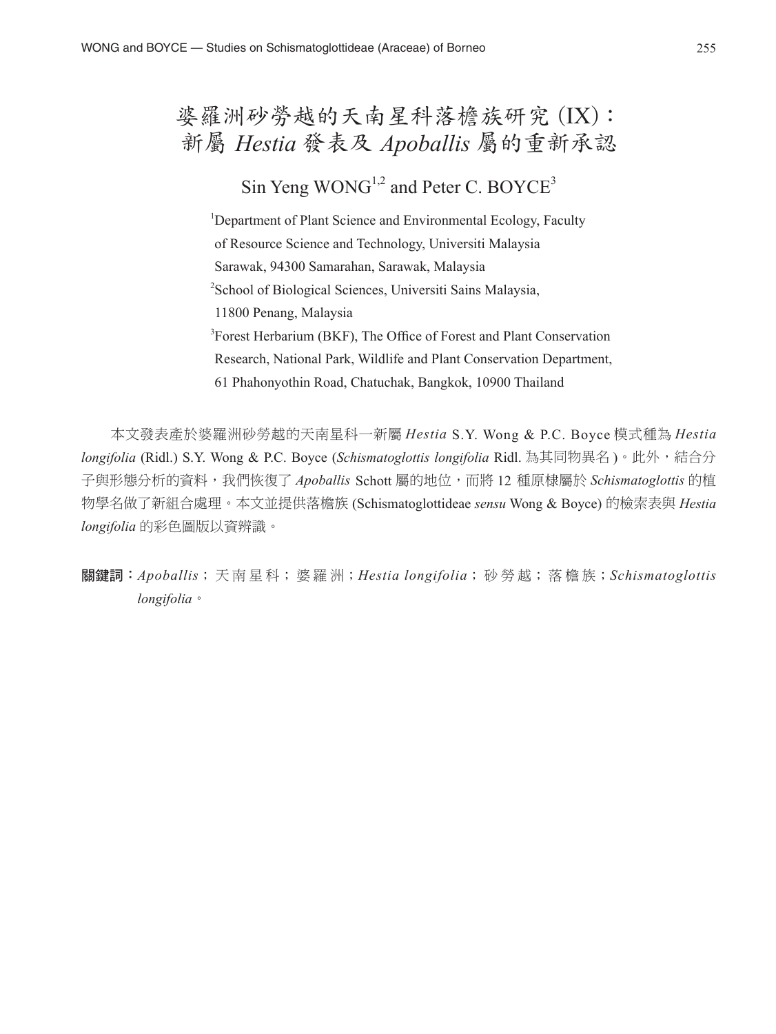# 婆羅洲砂勞越的天南星科落檐族研究 (IX)：新屬 *Hestia* 發表及 *Apoballis* 屬的重新承認

Sin Yeng WONG[1,2] and Peter C. BOYCE[3]

[1]Department of Plant Science and Environmental Ecology, Faculty of Resource Science and Technology, Universiti Malaysia Sarawak, 94300 Samarahan, Sarawak, Malaysia
[2]School of Biological Sciences, Universiti Sains Malaysia, 11800 Penang, Malaysia
[3]Forest Herbarium (BKF), The Office of Forest and Plant Conservation Research, National Park, Wildlife and Plant Conservation Department, 61 Phahonyothin Road, Chatuchak, Bangkok, 10900 Thailand

本文發表產於婆羅洲砂勞越的天南星科一新屬 *Hestia* S.Y. Wong & P.C. Boyce 模式種為 *Hestia longifolia* (Ridl.) S.Y. Wong & P.C. Boyce (*Schismatoglottis longifolia* Ridl. 為其同物異名 )。此外，結合分子與形態分析的資料，我們恢復了 *Apoballis* Schott 屬的地位，而將 12 種原棣屬於 *Schismatoglottis* 的植物學名做了新組合處理。本文並提供落檐族 (Schismatoglottideae *sensu* Wong & Boyce) 的檢索表與 *Hestia longifolia* 的彩色圖版以資辨識。

**關鍵詞：** *Apoballis*；天南星科；婆羅洲；*Hestia longifolia*；砂勞越；落檐族；*Schismatoglottis longifolia*。